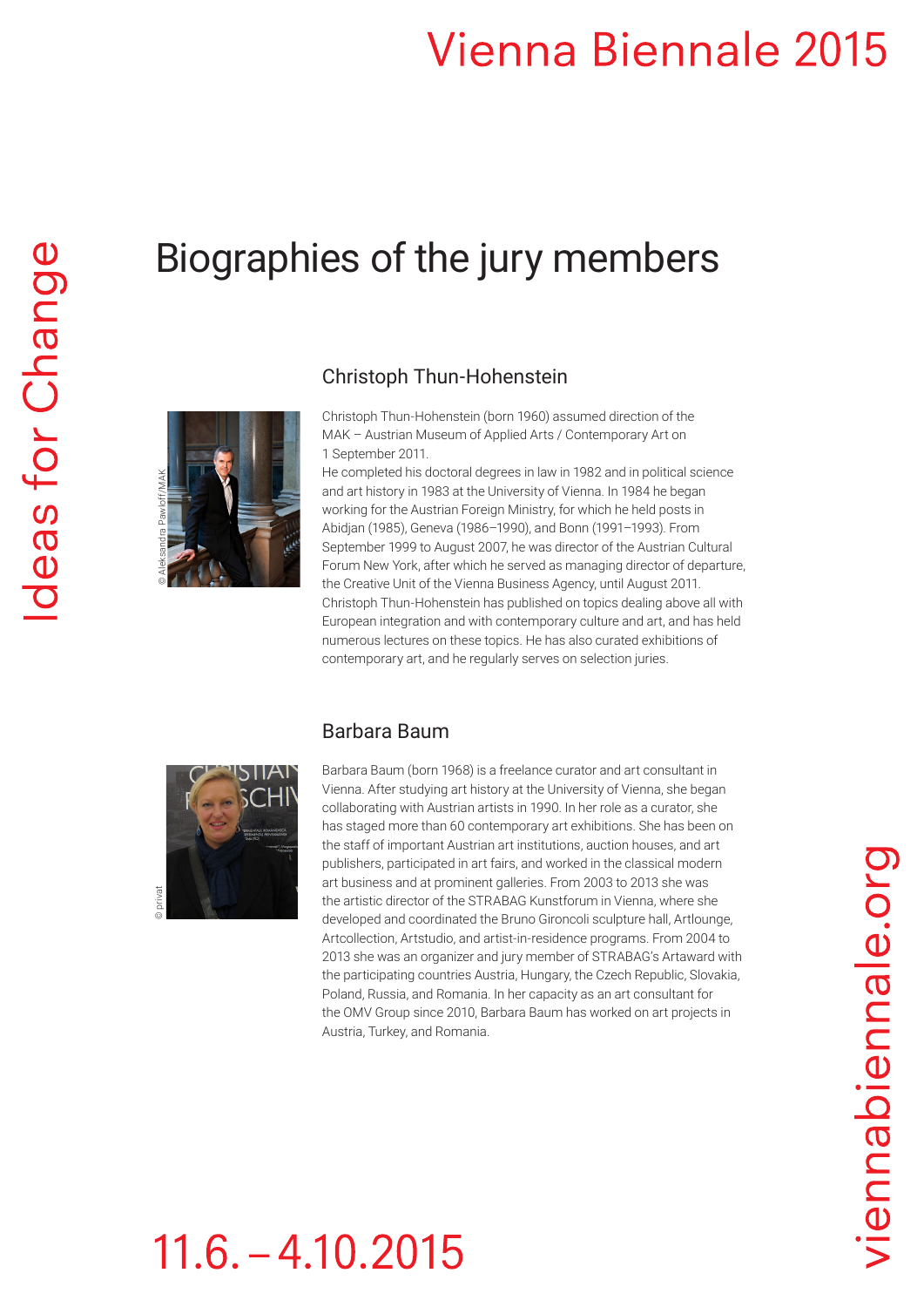# Biographies of the jury members

## Christoph Thun-Hohenstein

© Aleksandra Pawloff/MAK

Christoph Thun-Hohenstein (born 1960) assumed direction of the MAK – Austrian Museum of Applied Arts / Contemporary Art on 1 September 2011.
He completed his doctoral degrees in law in 1982 and in political science and art history in 1983 at the University of Vienna. In 1984 he began working for the Austrian Foreign Ministry, for which he held posts in Abidjan (1985), Geneva (1986–1990), and Bonn (1991–1993). From September 1999 to August 2007, he was director of the Austrian Cultural Forum New York, after which he served as managing director of departure, the Creative Unit of the Vienna Business Agency, until August 2011.
Christoph Thun-Hohenstein has published on topics dealing above all with European integration and with contemporary culture and art, and has held numerous lectures on these topics. He has also curated exhibitions of contemporary art, and he regularly serves on selection juries.

## Barbara Baum

© privat

Barbara Baum (born 1968) is a freelance curator and art consultant in Vienna. After studying art history at the University of Vienna, she began collaborating with Austrian artists in 1990. In her role as a curator, she has staged more than 60 contemporary art exhibitions. She has been on the staff of important Austrian art institutions, auction houses, and art publishers, participated in art fairs, and worked in the classical modern art business and at prominent galleries. From 2003 to 2013 she was the artistic director of the STRABAG Kunstforum in Vienna, where she developed and coordinated the Bruno Gironcoli sculpture hall, Artlounge, Artcollection, Artstudio, and artist-in-residence programs. From 2004 to 2013 she was an organizer and jury member of STRABAG's Artaward with the participating countries Austria, Hungary, the Czech Republic, Slovakia, Poland, Russia, and Romania. In her capacity as an art consultant for the OMV Group since 2010, Barbara Baum has worked on art projects in Austria, Turkey, and Romania.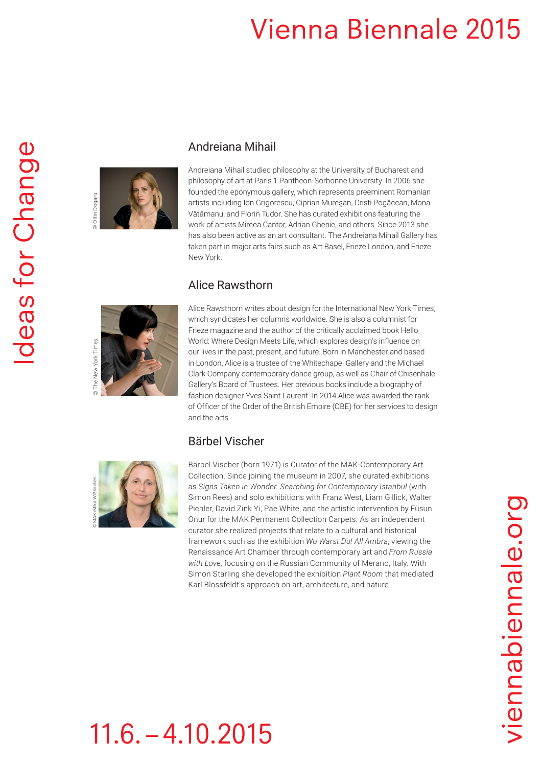## Andreiana Mihail

© Oltin Dogaru

Andreiana Mihail studied philosophy at the University of Bucharest and philosophy of art at Paris 1 Pantheon-Sorbonne University. In 2006 she founded the eponymous gallery, which represents preeminent Romanian artists including Ion Grigorescu, Ciprian Mureşan, Cristi Pogăcean, Mona Vătămanu, and Florin Tudor. She has curated exhibitions featuring the work of artists Mircea Cantor, Adrian Ghenie, and others. Since 2013 she has also been active as an art consultant. The Andreiana Mihail Gallery has taken part in major arts fairs such as Art Basel, Frieze London, and Frieze New York.

## Alice Rawsthorn

© The New York Times

Alice Rawsthorn writes about design for the International New York Times, which syndicates her columns worldwide. She is also a columnist for Frieze magazine and the author of the critically acclaimed book Hello World: Where Design Meets Life, which explores design's influence on our lives in the past, present, and future. Born in Manchester and based in London, Alice is a trustee of the Whitechapel Gallery and the Michael Clark Company contemporary dance group, as well as Chair of Chisenhale Gallery's Board of Trustees. Her previous books include a biography of fashion designer Yves Saint Laurent. In 2014 Alice was awarded the rank of Officer of the Order of the British Empire (OBE) for her services to design and the arts.

## Bärbel Vischer

© MAK/Mika Wißkirchen

Bärbel Vischer (born 1971) is Curator of the MAK-Contemporary Art Collection. Since joining the museum in 2007, she curated exhibitions as *Signs Taken in Wonder. Searching for Contemporary Istanbul* (with Simon Rees) and solo exhibitions with Franz West, Liam Gillick, Walter Pichler, David Zink Yi, Pae White, and the artistic intervention by Füsun Onur for the MAK Permanent Collection Carpets. As an independent curator she realized projects that relate to a cultural and historical framework such as the exhibition *Wo Warst Du! All Ambra*, viewing the Renaissance Art Chamber through contemporary art and *From Russia with Love*, focusing on the Russian Community of Merano, Italy. With Simon Starling she developed the exhibition *Plant Room* that mediated Karl Blossfeldt's approach on art, architecture, and nature.